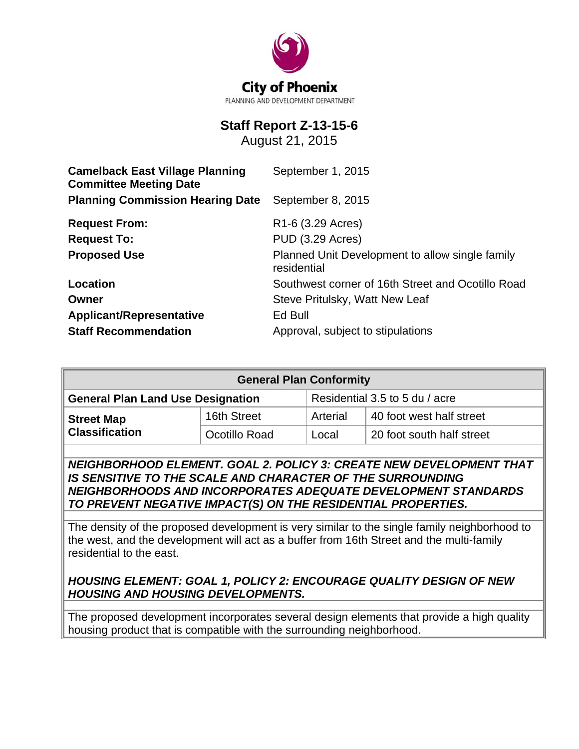City of Phoenix
PLANNING AND DEVELOPMENT DEPARTMENT

# Staff Report Z-13-15-6

August 21, 2015

| | |
|---|---|
| **Camelback East Village Planning Committee Meeting Date** | September 1, 2015 |
| **Planning Commission Hearing Date** | September 8, 2015 |
| **Request From:** | R1-6 (3.29 Acres) |
| **Request To:** | PUD (3.29 Acres) |
| **Proposed Use** | Planned Unit Development to allow single family residential |
| **Location** | Southwest corner of 16th Street and Ocotillo Road |
| **Owner** | Steve Pritulsky, Watt New Leaf |
| **Applicant/Representative** | Ed Bull |
| **Staff Recommendation** | Approval, subject to stipulations |

| **General Plan Conformity** | | | |
|---|---|---|---|
| **General Plan Land Use Designation** | | Residential 3.5 to 5 du / acre | |
| **Street Map Classification** | 16th Street | Arterial | 40 foot west half street |
| | Ocotillo Road | Local | 20 foot south half street |

***NEIGHBORHOOD ELEMENT. GOAL 2. POLICY 3: CREATE NEW DEVELOPMENT THAT IS SENSITIVE TO THE SCALE AND CHARACTER OF THE SURROUNDING NEIGHBORHOODS AND INCORPORATES ADEQUATE DEVELOPMENT STANDARDS TO PREVENT NEGATIVE IMPACT(S) ON THE RESIDENTIAL PROPERTIES.***

The density of the proposed development is very similar to the single family neighborhood to the west, and the development will act as a buffer from 16th Street and the multi-family residential to the east.

***HOUSING ELEMENT: GOAL 1, POLICY 2: ENCOURAGE QUALITY DESIGN OF NEW HOUSING AND HOUSING DEVELOPMENTS.***

The proposed development incorporates several design elements that provide a high quality housing product that is compatible with the surrounding neighborhood.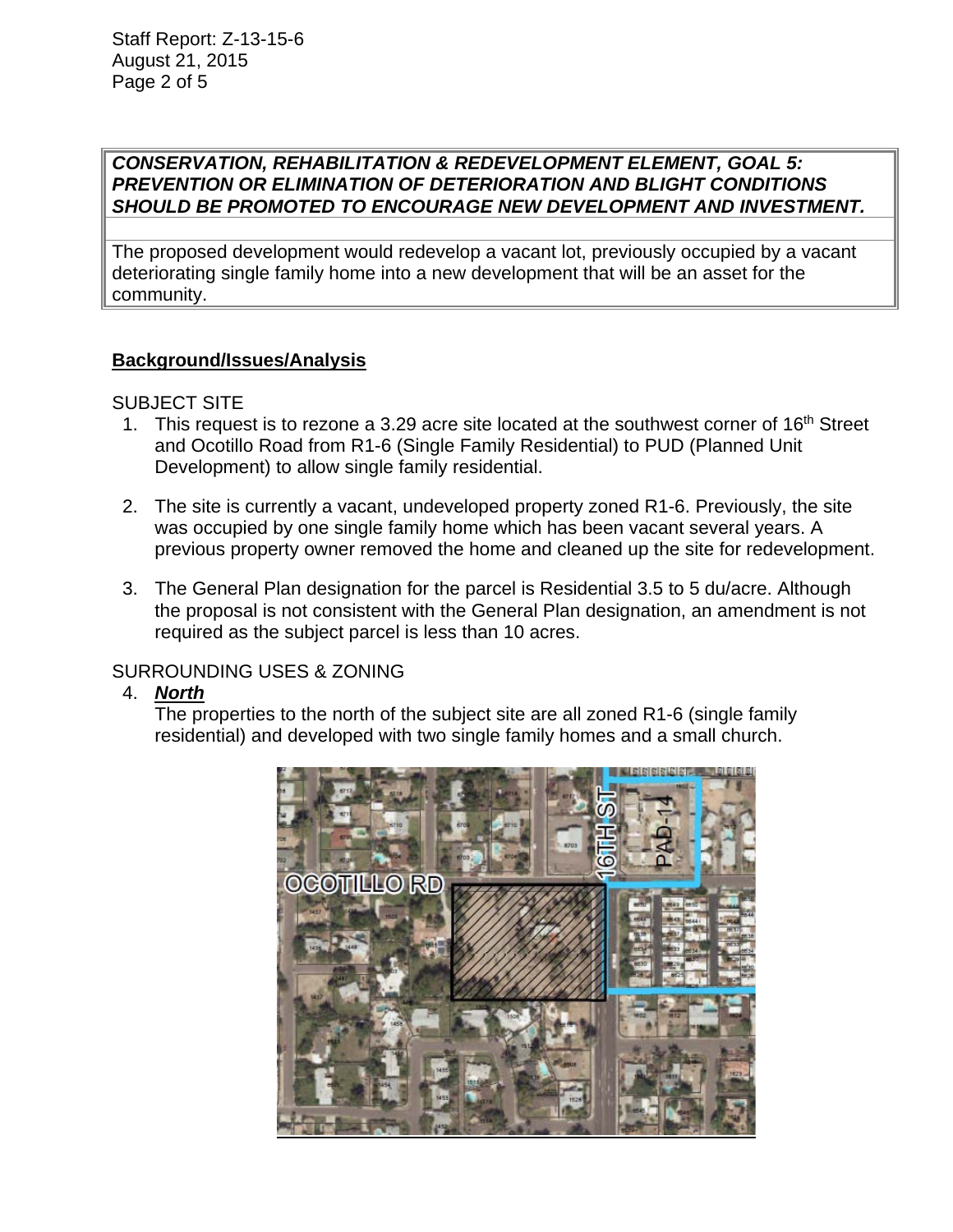| ***CONSERVATION, REHABILITATION & REDEVELOPMENT ELEMENT, GOAL 5: PREVENTION OR ELIMINATION OF DETERIORATION AND BLIGHT CONDITIONS SHOULD BE PROMOTED TO ENCOURAGE NEW DEVELOPMENT AND INVESTMENT.*** |
| --- |
| The proposed development would redevelop a vacant lot, previously occupied by a vacant deteriorating single family home into a new development that will be an asset for the community. |

**Background/Issues/Analysis**

SUBJECT SITE

1. This request is to rezone a 3.29 acre site located at the southwest corner of 16th Street and Ocotillo Road from R1-6 (Single Family Residential) to PUD (Planned Unit Development) to allow single family residential.

2. The site is currently a vacant, undeveloped property zoned R1-6. Previously, the site was occupied by one single family home which has been vacant several years. A previous property owner removed the home and cleaned up the site for redevelopment.

3. The General Plan designation for the parcel is Residential 3.5 to 5 du/acre. Although the proposal is not consistent with the General Plan designation, an amendment is not required as the subject parcel is less than 10 acres.

SURROUNDING USES & ZONING

4. ***North***
   The properties to the north of the subject site are all zoned R1-6 (single family residential) and developed with two single family homes and a small church.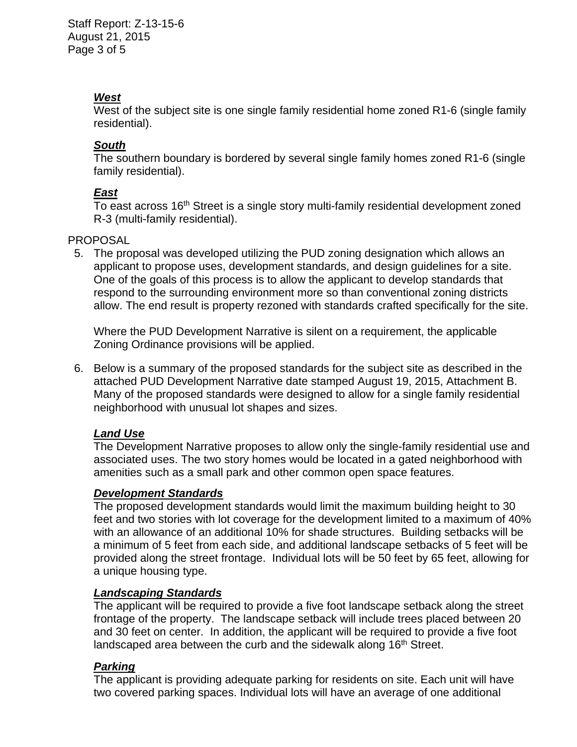***West***

West of the subject site is one single family residential home zoned R1-6 (single family residential).

***South***

The southern boundary is bordered by several single family homes zoned R1-6 (single family residential).

***East***

To east across 16th Street is a single story multi-family residential development zoned R-3 (multi-family residential).

PROPOSAL

5. The proposal was developed utilizing the PUD zoning designation which allows an applicant to propose uses, development standards, and design guidelines for a site. One of the goals of this process is to allow the applicant to develop standards that respond to the surrounding environment more so than conventional zoning districts allow. The end result is property rezoned with standards crafted specifically for the site.

   Where the PUD Development Narrative is silent on a requirement, the applicable Zoning Ordinance provisions will be applied.

6. Below is a summary of the proposed standards for the subject site as described in the attached PUD Development Narrative date stamped August 19, 2015, Attachment B. Many of the proposed standards were designed to allow for a single family residential neighborhood with unusual lot shapes and sizes.

   ***Land Use***

   The Development Narrative proposes to allow only the single-family residential use and associated uses. The two story homes would be located in a gated neighborhood with amenities such as a small park and other common open space features.

   ***Development Standards***

   The proposed development standards would limit the maximum building height to 30 feet and two stories with lot coverage for the development limited to a maximum of 40% with an allowance of an additional 10% for shade structures. Building setbacks will be a minimum of 5 feet from each side, and additional landscape setbacks of 5 feet will be provided along the street frontage. Individual lots will be 50 feet by 65 feet, allowing for a unique housing type.

   ***Landscaping Standards***

   The applicant will be required to provide a five foot landscape setback along the street frontage of the property. The landscape setback will include trees placed between 20 and 30 feet on center. In addition, the applicant will be required to provide a five foot landscaped area between the curb and the sidewalk along 16th Street.

   ***Parking***

   The applicant is providing adequate parking for residents on site. Each unit will have two covered parking spaces. Individual lots will have an average of one additional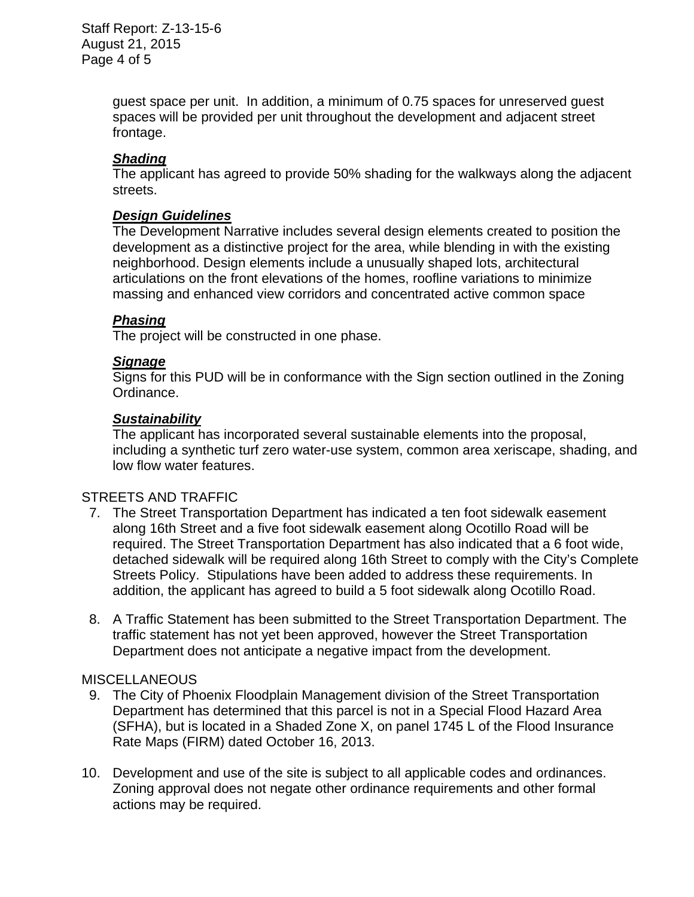guest space per unit. In addition, a minimum of 0.75 spaces for unreserved guest spaces will be provided per unit throughout the development and adjacent street frontage.

***Shading***
The applicant has agreed to provide 50% shading for the walkways along the adjacent streets.

***Design Guidelines***
The Development Narrative includes several design elements created to position the development as a distinctive project for the area, while blending in with the existing neighborhood. Design elements include a unusually shaped lots, architectural articulations on the front elevations of the homes, roofline variations to minimize massing and enhanced view corridors and concentrated active common space

***Phasing***
The project will be constructed in one phase.

***Signage***
Signs for this PUD will be in conformance with the Sign section outlined in the Zoning Ordinance.

***Sustainability***
The applicant has incorporated several sustainable elements into the proposal, including a synthetic turf zero water-use system, common area xeriscape, shading, and low flow water features.

STREETS AND TRAFFIC

7. The Street Transportation Department has indicated a ten foot sidewalk easement along 16th Street and a five foot sidewalk easement along Ocotillo Road will be required. The Street Transportation Department has also indicated that a 6 foot wide, detached sidewalk will be required along 16th Street to comply with the City's Complete Streets Policy. Stipulations have been added to address these requirements. In addition, the applicant has agreed to build a 5 foot sidewalk along Ocotillo Road.

8. A Traffic Statement has been submitted to the Street Transportation Department. The traffic statement has not yet been approved, however the Street Transportation Department does not anticipate a negative impact from the development.

MISCELLANEOUS

9. The City of Phoenix Floodplain Management division of the Street Transportation Department has determined that this parcel is not in a Special Flood Hazard Area (SFHA), but is located in a Shaded Zone X, on panel 1745 L of the Flood Insurance Rate Maps (FIRM) dated October 16, 2013.

10. Development and use of the site is subject to all applicable codes and ordinances. Zoning approval does not negate other ordinance requirements and other formal actions may be required.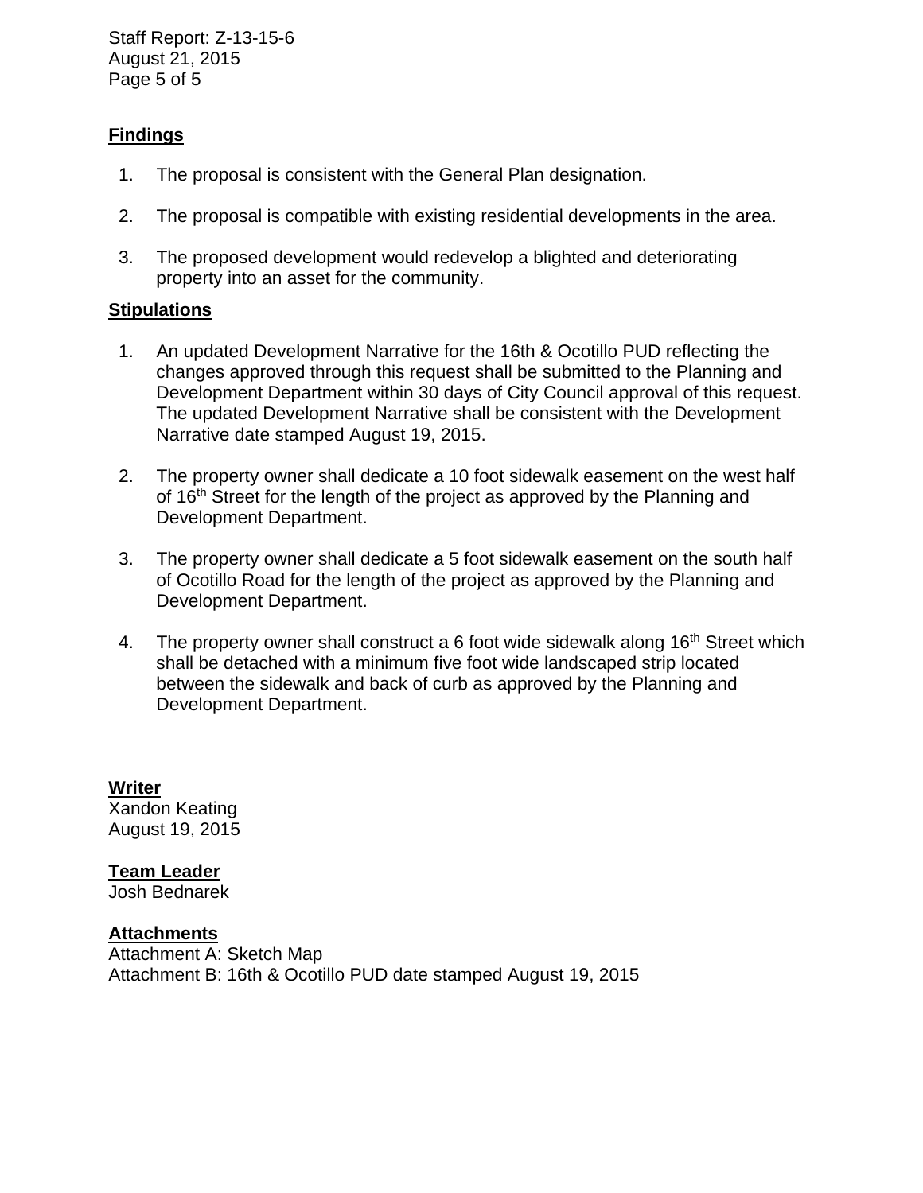## Findings

1. The proposal is consistent with the General Plan designation.

2. The proposal is compatible with existing residential developments in the area.

3. The proposed development would redevelop a blighted and deteriorating property into an asset for the community.

## Stipulations

1. An updated Development Narrative for the 16th & Ocotillo PUD reflecting the changes approved through this request shall be submitted to the Planning and Development Department within 30 days of City Council approval of this request. The updated Development Narrative shall be consistent with the Development Narrative date stamped August 19, 2015.

2. The property owner shall dedicate a 10 foot sidewalk easement on the west half of 16th Street for the length of the project as approved by the Planning and Development Department.

3. The property owner shall dedicate a 5 foot sidewalk easement on the south half of Ocotillo Road for the length of the project as approved by the Planning and Development Department.

4. The property owner shall construct a 6 foot wide sidewalk along 16th Street which shall be detached with a minimum five foot wide landscaped strip located between the sidewalk and back of curb as approved by the Planning and Development Department.

**Writer**
Xandon Keating
August 19, 2015

**Team Leader**
Josh Bednarek

**Attachments**
Attachment A: Sketch Map
Attachment B: 16th & Ocotillo PUD date stamped August 19, 2015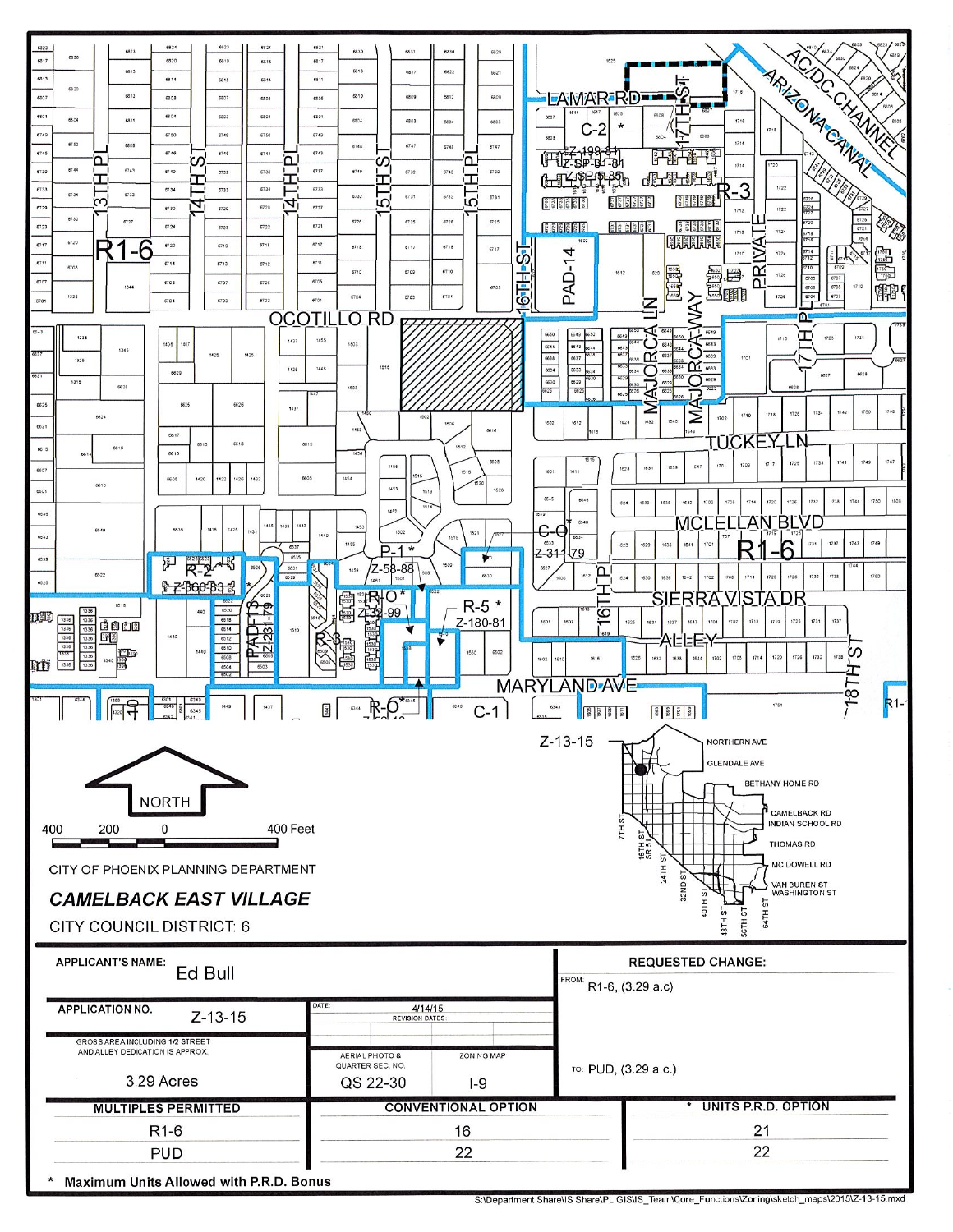CITY OF PHOENIX PLANNING DEPARTMENT

***CAMELBACK EAST VILLAGE***

CITY COUNCIL DISTRICT: 6

NORTH

400 200 0 400 Feet

Z-13-15

| APPLICANT'S NAME: Ed Bull | | REQUESTED CHANGE: |
|---|---|---|
| APPLICATION NO. Z-13-15 | DATE: 4/14/15 REVISION DATES: | FROM: R1-6, (3.29 a.c) |
| GROSS AREA INCLUDING 1/2 STREET AND ALLEY DEDICATION IS APPROX. 3.29 Acres | AERIAL PHOTO & QUARTER SEC. NO. QS 22-30 / ZONING MAP I-9 | TO: PUD, (3.29 a.c.) |

| MULTIPLES PERMITTED | CONVENTIONAL OPTION | * UNITS P.R.D. OPTION |
|---|---|---|
| R1-6 | 16 | 21 |
| PUD | 22 | 22 |

\* Maximum Units Allowed with P.R.D. Bonus

S:\Department Share\IS Share\PL GIS\IS_Team\Core_Functions\Zoning\sketch_maps\2015\Z-13-15.mxd